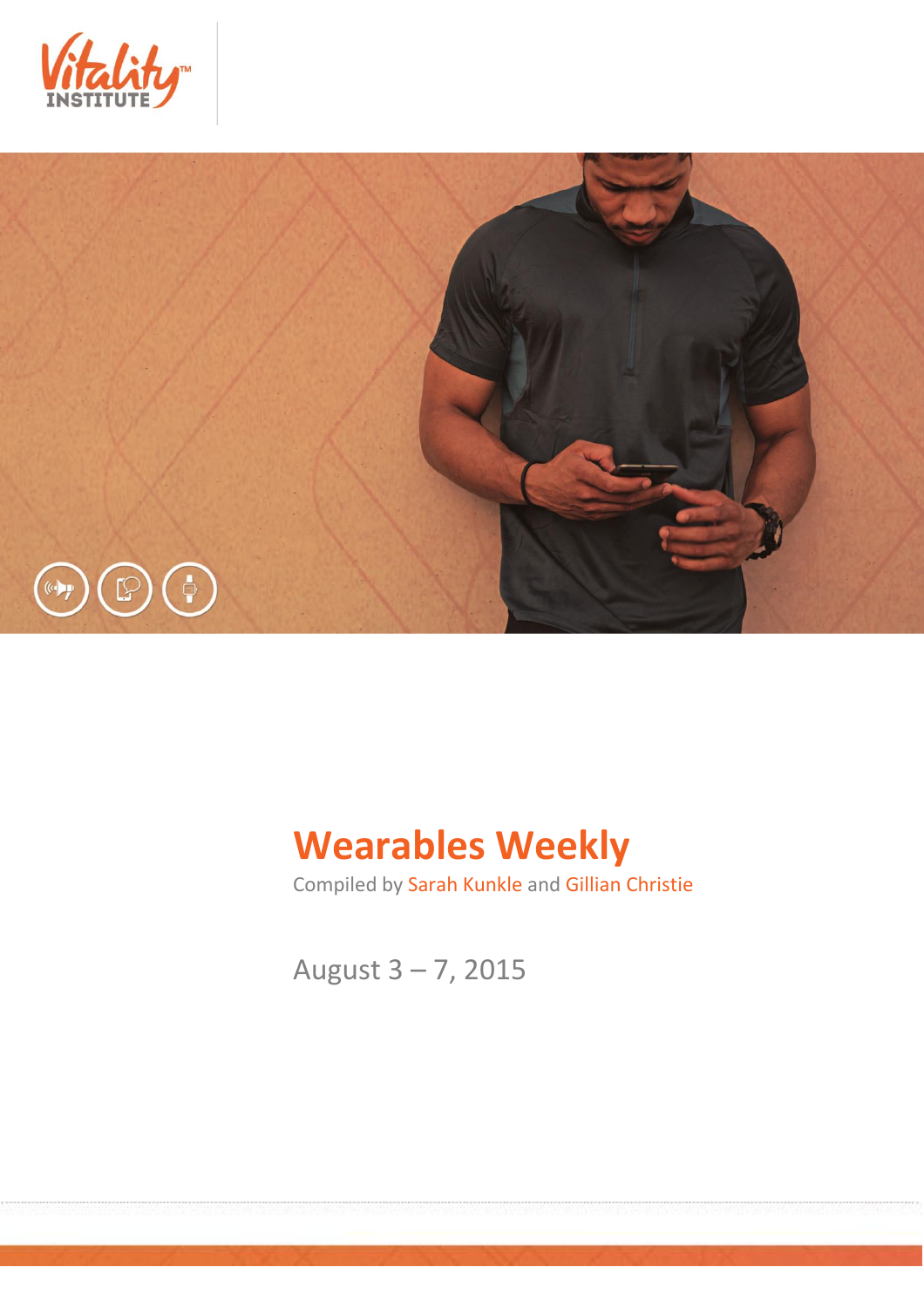Vitality™ INSTITUTE

# Wearables Weekly

Compiled by Sarah Kunkle and Gillian Christie

August 3 – 7, 2015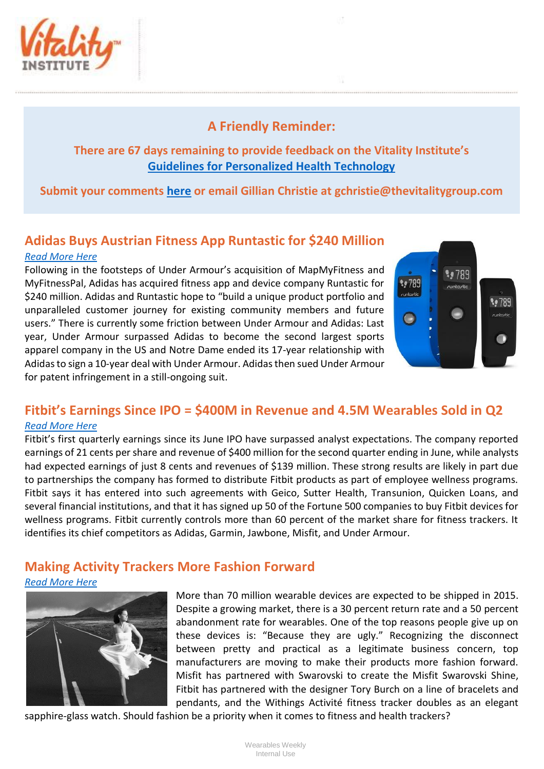## A Friendly Reminder:

**There are 67 days remaining to provide feedback on the Vitality Institute's [Guidelines for Personalized Health Technology](#)**

**Submit your comments [here](#) or email Gillian Christie at gchristie@thevitalitygroup.com**

## Adidas Buys Austrian Fitness App Runtastic for $240 Million

*[Read More Here](#)*

Following in the footsteps of Under Armour's acquisition of MapMyFitness and MyFitnessPal, Adidas has acquired fitness app and device company Runtastic for $240 million. Adidas and Runtastic hope to "build a unique product portfolio and unparalleled customer journey for existing community members and future users." There is currently some friction between Under Armour and Adidas: Last year, Under Armour surpassed Adidas to become the second largest sports apparel company in the US and Notre Dame ended its 17-year relationship with Adidas to sign a 10-year deal with Under Armour. Adidas then sued Under Armour for patent infringement in a still-ongoing suit.

## Fitbit's Earnings Since IPO = $400M in Revenue and 4.5M Wearables Sold in Q2

*[Read More Here](#)*

Fitbit's first quarterly earnings since its June IPO have surpassed analyst expectations. The company reported earnings of 21 cents per share and revenue of $400 million for the second quarter ending in June, while analysts had expected earnings of just 8 cents and revenues of $139 million. These strong results are likely in part due to partnerships the company has formed to distribute Fitbit products as part of employee wellness programs. Fitbit says it has entered into such agreements with Geico, Sutter Health, Transunion, Quicken Loans, and several financial institutions, and that it has signed up 50 of the Fortune 500 companies to buy Fitbit devices for wellness programs. Fitbit currently controls more than 60 percent of the market share for fitness trackers. It identifies its chief competitors as Adidas, Garmin, Jawbone, Misfit, and Under Armour.

## Making Activity Trackers More Fashion Forward

*[Read More Here](#)*

More than 70 million wearable devices are expected to be shipped in 2015. Despite a growing market, there is a 30 percent return rate and a 50 percent abandonment rate for wearables. One of the top reasons people give up on these devices is: "Because they are ugly." Recognizing the disconnect between pretty and practical as a legitimate business concern, top manufacturers are moving to make their products more fashion forward. Misfit has partnered with Swarovski to create the Misfit Swarovski Shine, Fitbit has partnered with the designer Tory Burch on a line of bracelets and pendants, and the Withings Activité fitness tracker doubles as an elegant sapphire-glass watch. Should fashion be a priority when it comes to fitness and health trackers?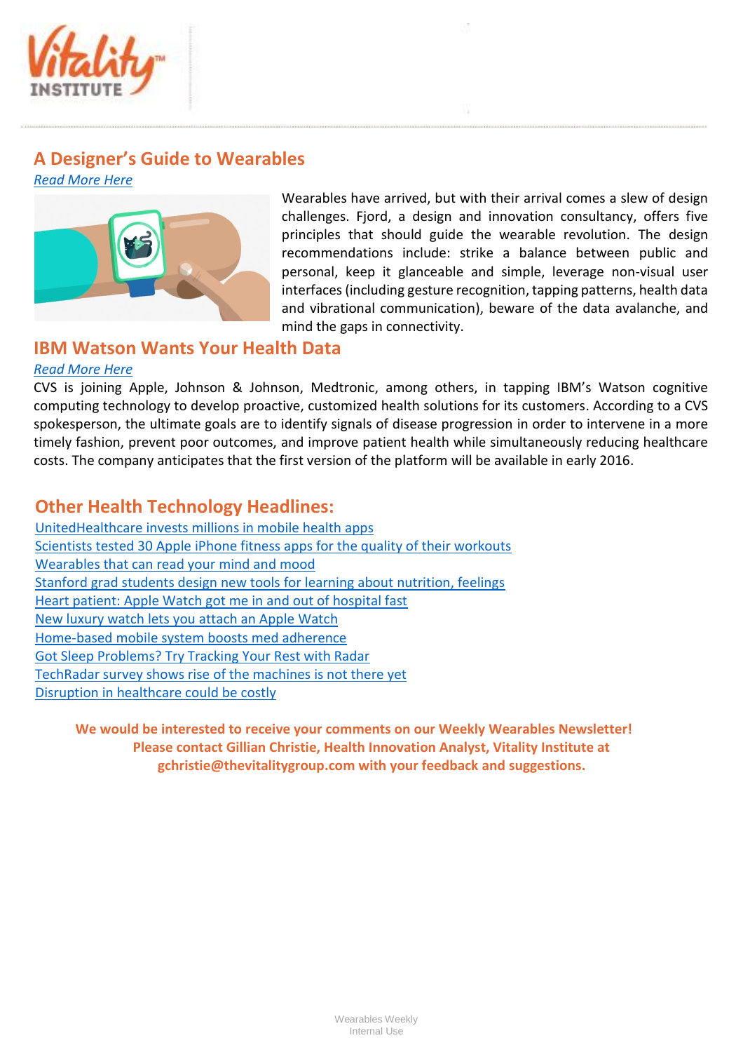## A Designer's Guide to Wearables

*Read More Here*

Wearables have arrived, but with their arrival comes a slew of design challenges. Fjord, a design and innovation consultancy, offers five principles that should guide the wearable revolution. The design recommendations include: strike a balance between public and personal, keep it glanceable and simple, leverage non-visual user interfaces (including gesture recognition, tapping patterns, health data and vibrational communication), beware of the data avalanche, and mind the gaps in connectivity.

## IBM Watson Wants Your Health Data

*Read More Here*

CVS is joining Apple, Johnson & Johnson, Medtronic, among others, in tapping IBM's Watson cognitive computing technology to develop proactive, customized health solutions for its customers. According to a CVS spokesperson, the ultimate goals are to identify signals of disease progression in order to intervene in a more timely fashion, prevent poor outcomes, and improve patient health while simultaneously reducing healthcare costs. The company anticipates that the first version of the platform will be available in early 2016.

## Other Health Technology Headlines:

UnitedHealthcare invests millions in mobile health apps
Scientists tested 30 Apple iPhone fitness apps for the quality of their workouts
Wearables that can read your mind and mood
Stanford grad students design new tools for learning about nutrition, feelings
Heart patient: Apple Watch got me in and out of hospital fast
New luxury watch lets you attach an Apple Watch
Home-based mobile system boosts med adherence
Got Sleep Problems? Try Tracking Your Rest with Radar
TechRadar survey shows rise of the machines is not there yet
Disruption in healthcare could be costly

**We would be interested to receive your comments on our Weekly Wearables Newsletter! Please contact Gillian Christie, Health Innovation Analyst, Vitality Institute at gchristie@thevitalitygroup.com with your feedback and suggestions.**